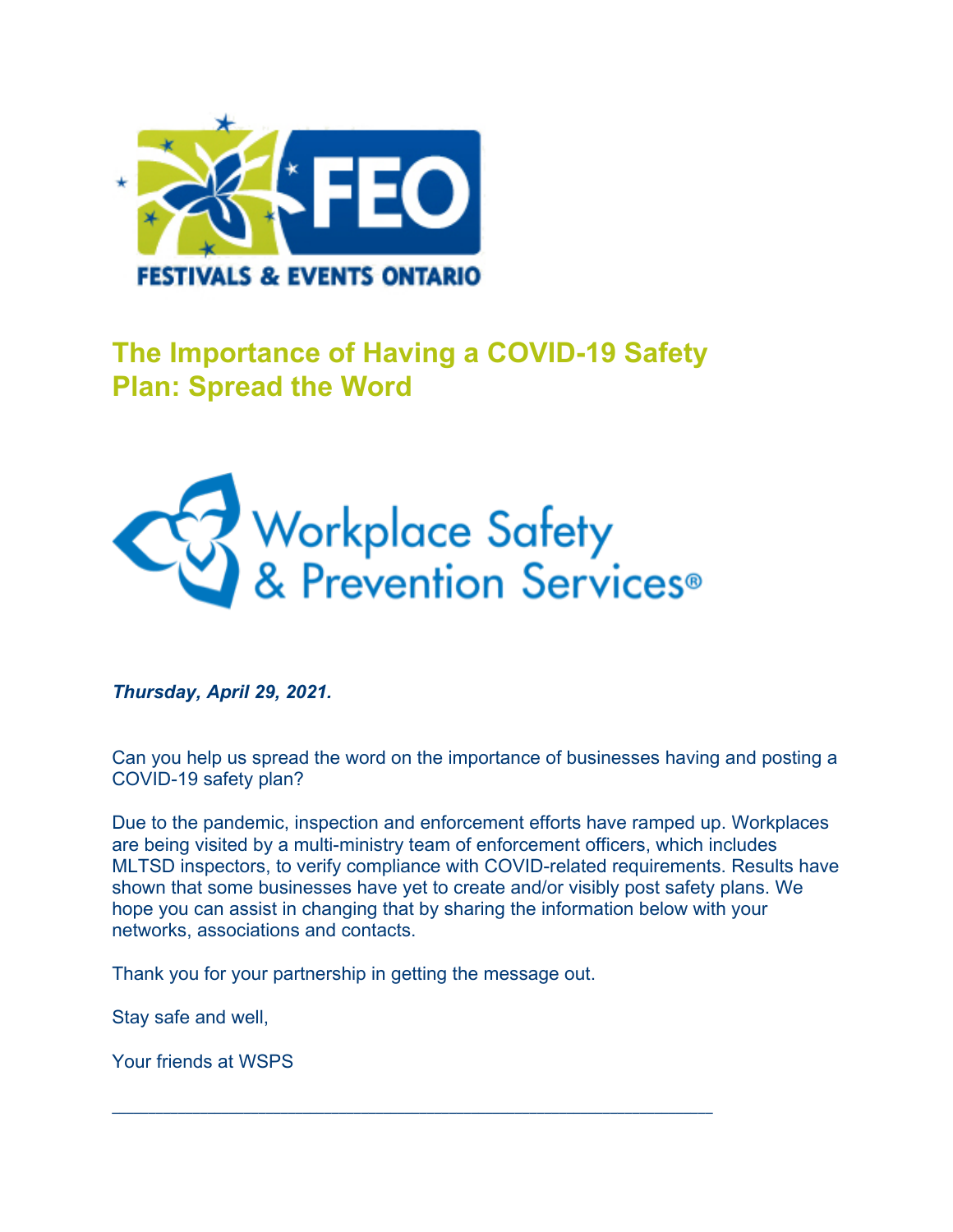# The Importance of Having a COVID-19 Safety Plan: Spread the Word

***Thursday, April 29, 2021.***

Can you help us spread the word on the importance of businesses having and posting a COVID-19 safety plan?

Due to the pandemic, inspection and enforcement efforts have ramped up. Workplaces are being visited by a multi-ministry team of enforcement officers, which includes MLTSD inspectors, to verify compliance with COVID-related requirements. Results have shown that some businesses have yet to create and/or visibly post safety plans. We hope you can assist in changing that by sharing the information below with your networks, associations and contacts.

Thank you for your partnership in getting the message out.

Stay safe and well,

Your friends at WSPS

---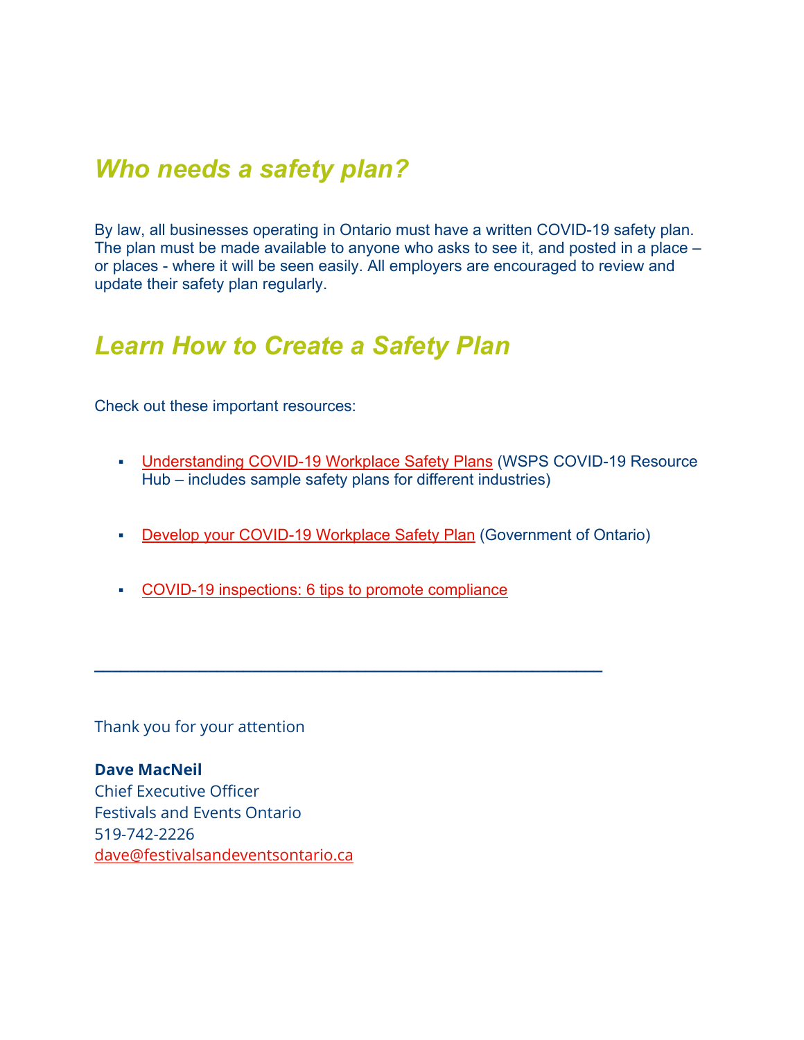## *Who needs a safety plan?*

By law, all businesses operating in Ontario must have a written COVID-19 safety plan. The plan must be made available to anyone who asks to see it, and posted in a place – or places - where it will be seen easily. All employers are encouraged to review and update their safety plan regularly.

## *Learn How to Create a Safety Plan*

Check out these important resources:

- Understanding COVID-19 Workplace Safety Plans (WSPS COVID-19 Resource Hub – includes sample safety plans for different industries)
- Develop your COVID-19 Workplace Safety Plan (Government of Ontario)
- COVID-19 inspections: 6 tips to promote compliance

---

Thank you for your attention

**Dave MacNeil**
Chief Executive Officer
Festivals and Events Ontario
519-742-2226
dave@festivalsandeventsontario.ca